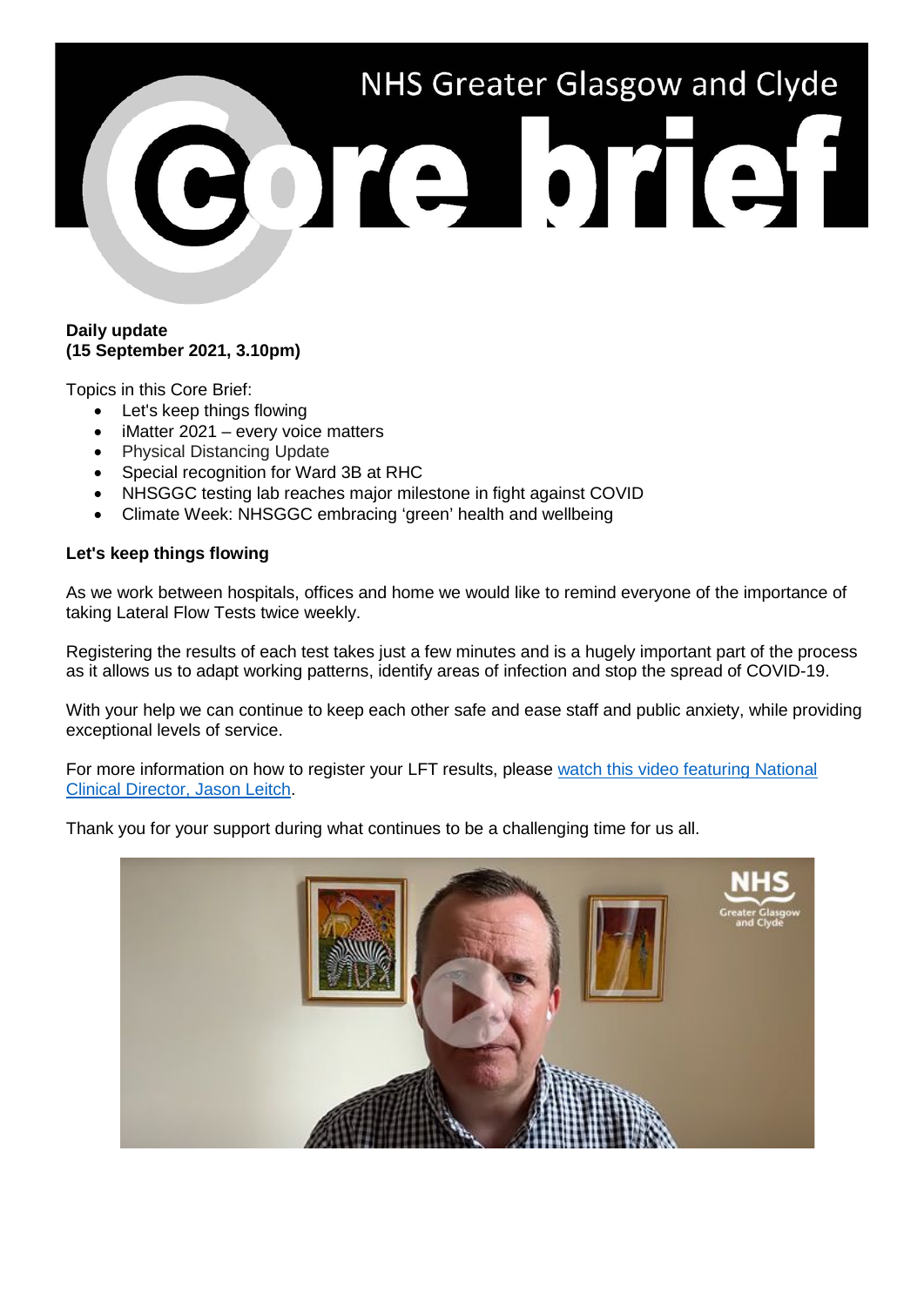# NHS Greater Glasgow and Clyde Core brief

**Daily update**
**(15 September 2021, 3.10pm)**

Topics in this Core Brief:

- Let's keep things flowing
- iMatter 2021 – every voice matters
- Physical Distancing Update
- Special recognition for Ward 3B at RHC
- NHSGGC testing lab reaches major milestone in fight against COVID
- Climate Week: NHSGGC embracing 'green' health and wellbeing

**Let's keep things flowing**

As we work between hospitals, offices and home we would like to remind everyone of the importance of taking Lateral Flow Tests twice weekly.

Registering the results of each test takes just a few minutes and is a hugely important part of the process as it allows us to adapt working patterns, identify areas of infection and stop the spread of COVID-19.

With your help we can continue to keep each other safe and ease staff and public anxiety, while providing exceptional levels of service.

For more information on how to register your LFT results, please watch this video featuring National Clinical Director, Jason Leitch.

Thank you for your support during what continues to be a challenging time for us all.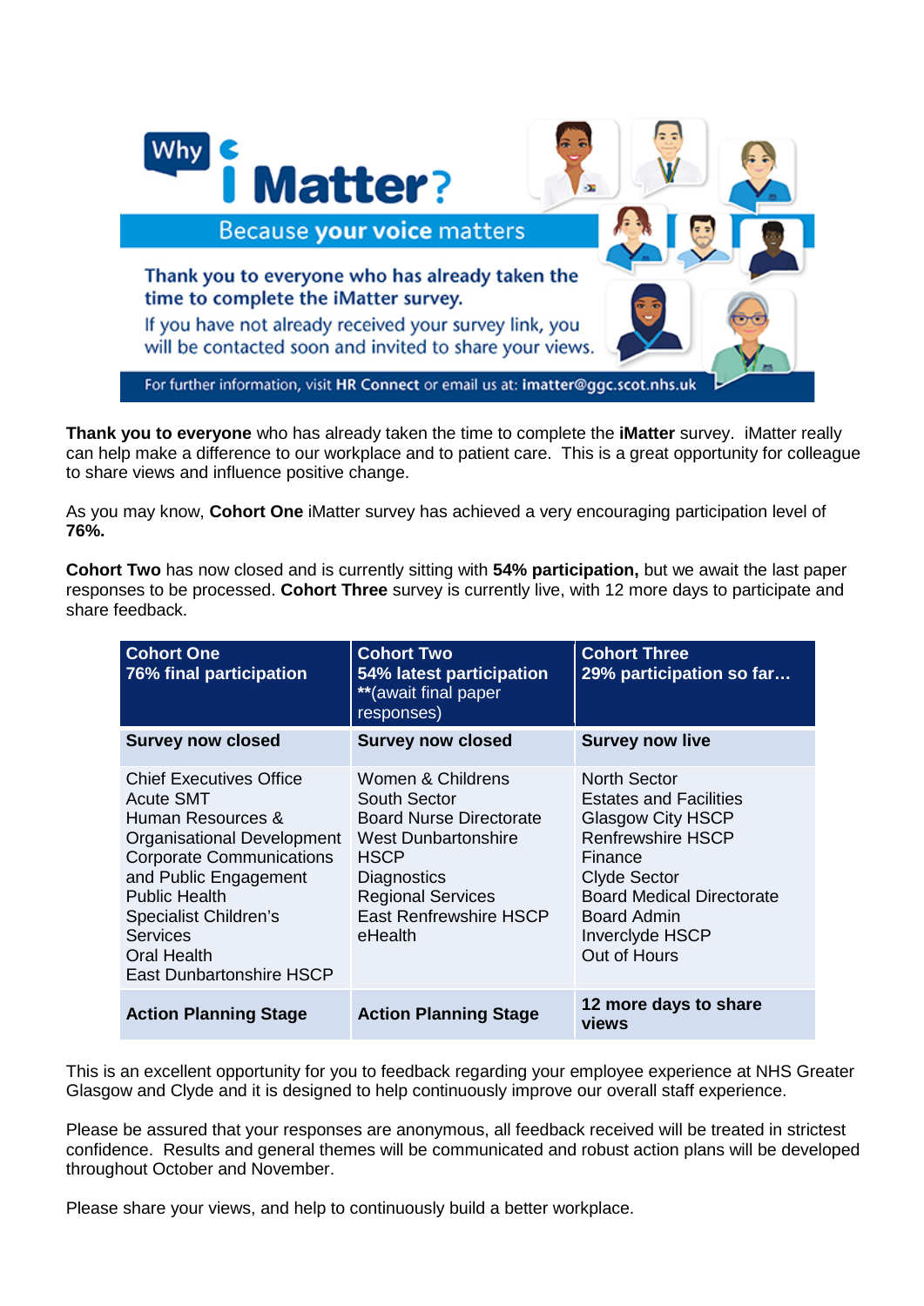# Why iMatter?

Because **your voice** matters

**Thank you to everyone who has already taken the time to complete the iMatter survey.**

If you have not already received your survey link, you will be contacted soon and invited to share your views.

For further information, visit **HR Connect** or email us at: **imatter@ggc.scot.nhs.uk**

**Thank you to everyone** who has already taken the time to complete the **iMatter** survey. iMatter really can help make a difference to our workplace and to patient care. This is a great opportunity for colleague to share views and influence positive change.

As you may know, **Cohort One** iMatter survey has achieved a very encouraging participation level of **76%.**

**Cohort Two** has now closed and is currently sitting with **54% participation,** but we await the last paper responses to be processed. **Cohort Three** survey is currently live, with 12 more days to participate and share feedback.

| **Cohort One**<br>**76% final participation** | **Cohort Two**<br>**54% latest participation**<br>**(await final paper responses) | **Cohort Three**<br>**29% participation so far…** |
|---|---|---|
| **Survey now closed** | **Survey now closed** | **Survey now live** |
| Chief Executives Office<br>Acute SMT<br>Human Resources & Organisational Development<br>Corporate Communications and Public Engagement<br>Public Health<br>Specialist Children's Services<br>Oral Health<br>East Dunbartonshire HSCP | Women & Childrens<br>South Sector<br>Board Nurse Directorate<br>West Dunbartonshire HSCP<br>Diagnostics<br>Regional Services<br>East Renfrewshire HSCP<br>eHealth | North Sector<br>Estates and Facilities<br>Glasgow City HSCP<br>Renfrewshire HSCP<br>Finance<br>Clyde Sector<br>Board Medical Directorate<br>Board Admin<br>Inverclyde HSCP<br>Out of Hours |
| **Action Planning Stage** | **Action Planning Stage** | **12 more days to share views** |

This is an excellent opportunity for you to feedback regarding your employee experience at NHS Greater Glasgow and Clyde and it is designed to help continuously improve our overall staff experience.

Please be assured that your responses are anonymous, all feedback received will be treated in strictest confidence. Results and general themes will be communicated and robust action plans will be developed throughout October and November.

Please share your views, and help to continuously build a better workplace.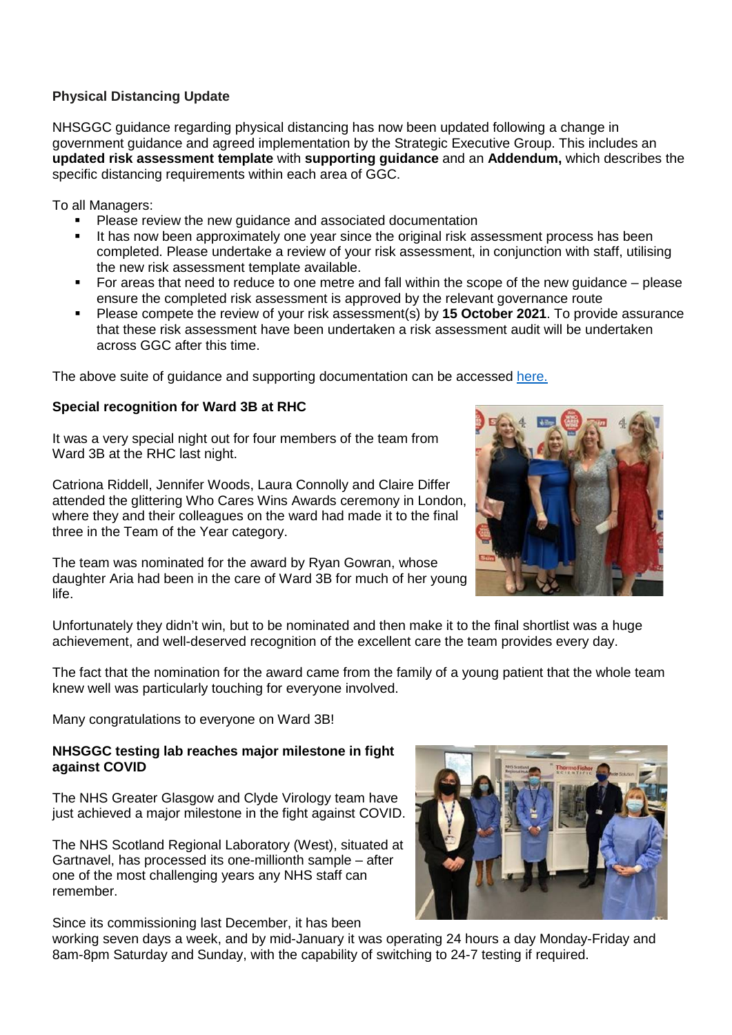**Physical Distancing Update**

NHSGGC guidance regarding physical distancing has now been updated following a change in government guidance and agreed implementation by the Strategic Executive Group. This includes an **updated risk assessment template** with **supporting guidance** and an **Addendum,** which describes the specific distancing requirements within each area of GGC.

To all Managers:

- Please review the new guidance and associated documentation
- It has now been approximately one year since the original risk assessment process has been completed. Please undertake a review of your risk assessment, in conjunction with staff, utilising the new risk assessment template available.
- For areas that need to reduce to one metre and fall within the scope of the new guidance – please ensure the completed risk assessment is approved by the relevant governance route
- Please compete the review of your risk assessment(s) by **15 October 2021**. To provide assurance that these risk assessment have been undertaken a risk assessment audit will be undertaken across GGC after this time.

The above suite of guidance and supporting documentation can be accessed here.

**Special recognition for Ward 3B at RHC**

It was a very special night out for four members of the team from Ward 3B at the RHC last night.

Catriona Riddell, Jennifer Woods, Laura Connolly and Claire Differ attended the glittering Who Cares Wins Awards ceremony in London, where they and their colleagues on the ward had made it to the final three in the Team of the Year category.

The team was nominated for the award by Ryan Gowran, whose daughter Aria had been in the care of Ward 3B for much of her young life.

Unfortunately they didn't win, but to be nominated and then make it to the final shortlist was a huge achievement, and well-deserved recognition of the excellent care the team provides every day.

The fact that the nomination for the award came from the family of a young patient that the whole team knew well was particularly touching for everyone involved.

Many congratulations to everyone on Ward 3B!

**NHSGGC testing lab reaches major milestone in fight against COVID**

The NHS Greater Glasgow and Clyde Virology team have just achieved a major milestone in the fight against COVID.

The NHS Scotland Regional Laboratory (West), situated at Gartnavel, has processed its one-millionth sample – after one of the most challenging years any NHS staff can remember.

Since its commissioning last December, it has been working seven days a week, and by mid-January it was operating 24 hours a day Monday-Friday and 8am-8pm Saturday and Sunday, with the capability of switching to 24-7 testing if required.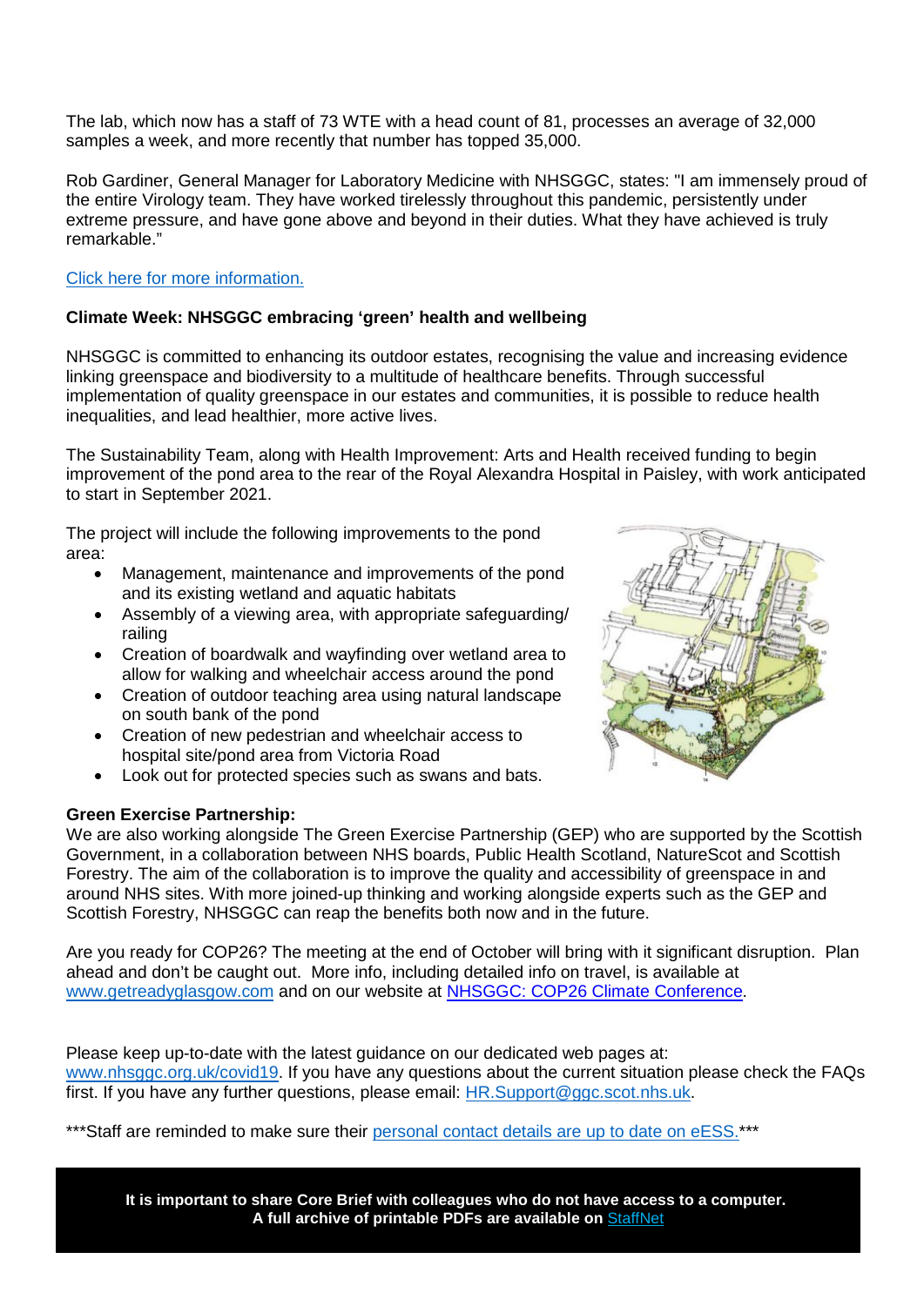The lab, which now has a staff of 73 WTE with a head count of 81, processes an average of 32,000 samples a week, and more recently that number has topped 35,000.

Rob Gardiner, General Manager for Laboratory Medicine with NHSGGC, states: "I am immensely proud of the entire Virology team. They have worked tirelessly throughout this pandemic, persistently under extreme pressure, and have gone above and beyond in their duties. What they have achieved is truly remarkable."

Click here for more information.

**Climate Week: NHSGGC embracing 'green' health and wellbeing**

NHSGGC is committed to enhancing its outdoor estates, recognising the value and increasing evidence linking greenspace and biodiversity to a multitude of healthcare benefits. Through successful implementation of quality greenspace in our estates and communities, it is possible to reduce health inequalities, and lead healthier, more active lives.

The Sustainability Team, along with Health Improvement: Arts and Health received funding to begin improvement of the pond area to the rear of the Royal Alexandra Hospital in Paisley, with work anticipated to start in September 2021.

The project will include the following improvements to the pond area:

- Management, maintenance and improvements of the pond and its existing wetland and aquatic habitats
- Assembly of a viewing area, with appropriate safeguarding/ railing
- Creation of boardwalk and wayfinding over wetland area to allow for walking and wheelchair access around the pond
- Creation of outdoor teaching area using natural landscape on south bank of the pond
- Creation of new pedestrian and wheelchair access to hospital site/pond area from Victoria Road
- Look out for protected species such as swans and bats.

**Green Exercise Partnership:**
We are also working alongside The Green Exercise Partnership (GEP) who are supported by the Scottish Government, in a collaboration between NHS boards, Public Health Scotland, NatureScot and Scottish Forestry. The aim of the collaboration is to improve the quality and accessibility of greenspace in and around NHS sites. With more joined-up thinking and working alongside experts such as the GEP and Scottish Forestry, NHSGGC can reap the benefits both now and in the future.

Are you ready for COP26? The meeting at the end of October will bring with it significant disruption. Plan ahead and don't be caught out. More info, including detailed info on travel, is available at www.getreadyglasgow.com and on our website at NHSGGC: COP26 Climate Conference.

Please keep up-to-date with the latest guidance on our dedicated web pages at: www.nhsggc.org.uk/covid19. If you have any questions about the current situation please check the FAQs first. If you have any further questions, please email: HR.Support@ggc.scot.nhs.uk.

***Staff are reminded to make sure their personal contact details are up to date on eESS.***

**It is important to share Core Brief with colleagues who do not have access to a computer.**
**A full archive of printable PDFs are available on StaffNet**